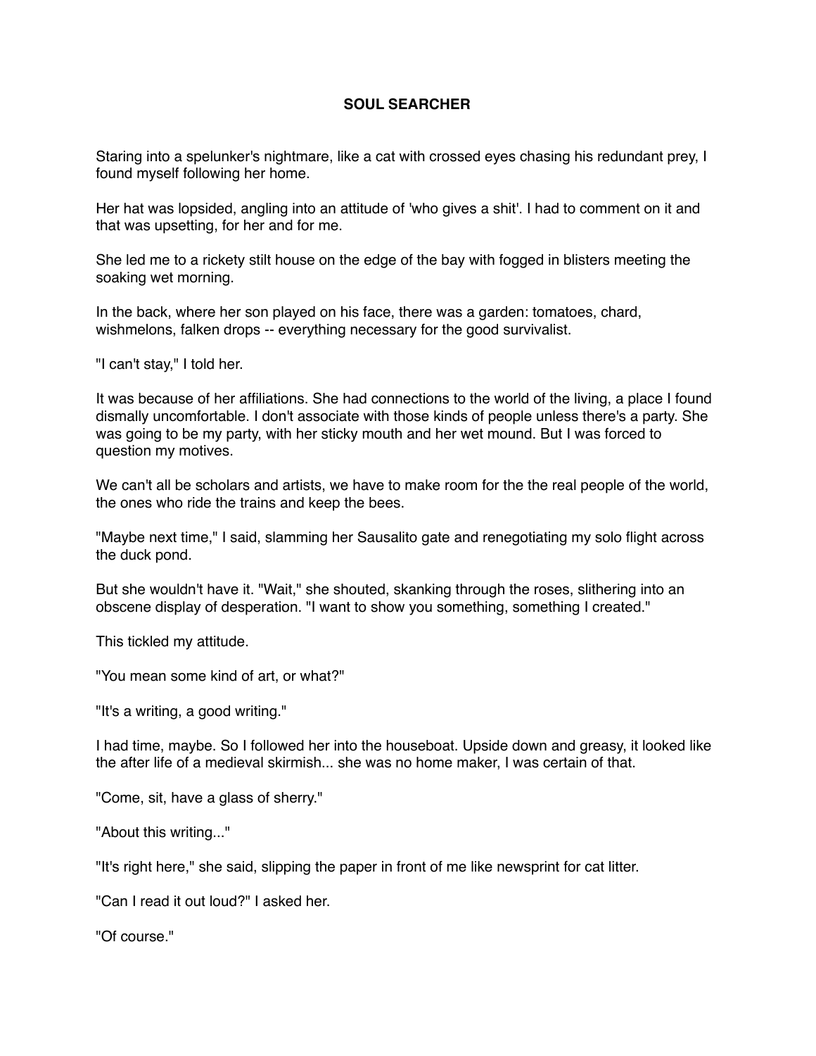# SOUL SEARCHER

Staring into a spelunker's nightmare, like a cat with crossed eyes chasing his redundant prey, I found myself following her home.

Her hat was lopsided, angling into an attitude of 'who gives a shit'. I had to comment on it and that was upsetting, for her and for me.

She led me to a rickety stilt house on the edge of the bay with fogged in blisters meeting the soaking wet morning.

In the back, where her son played on his face, there was a garden: tomatoes, chard, wishmelons, falken drops -- everything necessary for the good survivalist.

"I can't stay," I told her.

It was because of her affiliations. She had connections to the world of the living, a place I found dismally uncomfortable. I don't associate with those kinds of people unless there's a party. She was going to be my party, with her sticky mouth and her wet mound. But I was forced to question my motives.

We can't all be scholars and artists, we have to make room for the the real people of the world, the ones who ride the trains and keep the bees.

"Maybe next time," I said, slamming her Sausalito gate and renegotiating my solo flight across the duck pond.

But she wouldn't have it. "Wait," she shouted, skanking through the roses, slithering into an obscene display of desperation. "I want to show you something, something I created."

This tickled my attitude.

"You mean some kind of art, or what?"

"It's a writing, a good writing."

I had time, maybe. So I followed her into the houseboat. Upside down and greasy, it looked like the after life of a medieval skirmish... she was no home maker, I was certain of that.

"Come, sit, have a glass of sherry."

"About this writing..."

"It's right here," she said, slipping the paper in front of me like newsprint for cat litter.

"Can I read it out loud?" I asked her.

"Of course."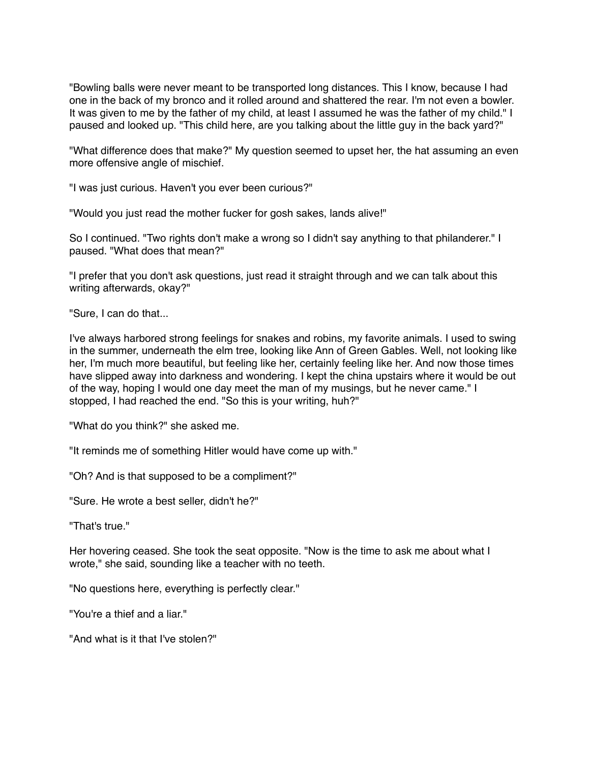"Bowling balls were never meant to be transported long distances. This I know, because I had one in the back of my bronco and it rolled around and shattered the rear. I'm not even a bowler. It was given to me by the father of my child, at least I assumed he was the father of my child." I paused and looked up. "This child here, are you talking about the little guy in the back yard?"

"What difference does that make?" My question seemed to upset her, the hat assuming an even more offensive angle of mischief.

"I was just curious. Haven't you ever been curious?"

"Would you just read the mother fucker for gosh sakes, lands alive!"

So I continued. "Two rights don't make a wrong so I didn't say anything to that philanderer." I paused. "What does that mean?"

"I prefer that you don't ask questions, just read it straight through and we can talk about this writing afterwards, okay?"

"Sure, I can do that...

I've always harbored strong feelings for snakes and robins, my favorite animals. I used to swing in the summer, underneath the elm tree, looking like Ann of Green Gables. Well, not looking like her, I'm much more beautiful, but feeling like her, certainly feeling like her. And now those times have slipped away into darkness and wondering. I kept the china upstairs where it would be out of the way, hoping I would one day meet the man of my musings, but he never came." I stopped, I had reached the end. "So this is your writing, huh?"

"What do you think?" she asked me.

"It reminds me of something Hitler would have come up with."

"Oh? And is that supposed to be a compliment?"

"Sure. He wrote a best seller, didn't he?"

"That's true."

Her hovering ceased. She took the seat opposite. "Now is the time to ask me about what I wrote," she said, sounding like a teacher with no teeth.

"No questions here, everything is perfectly clear."

"You're a thief and a liar."

"And what is it that I've stolen?"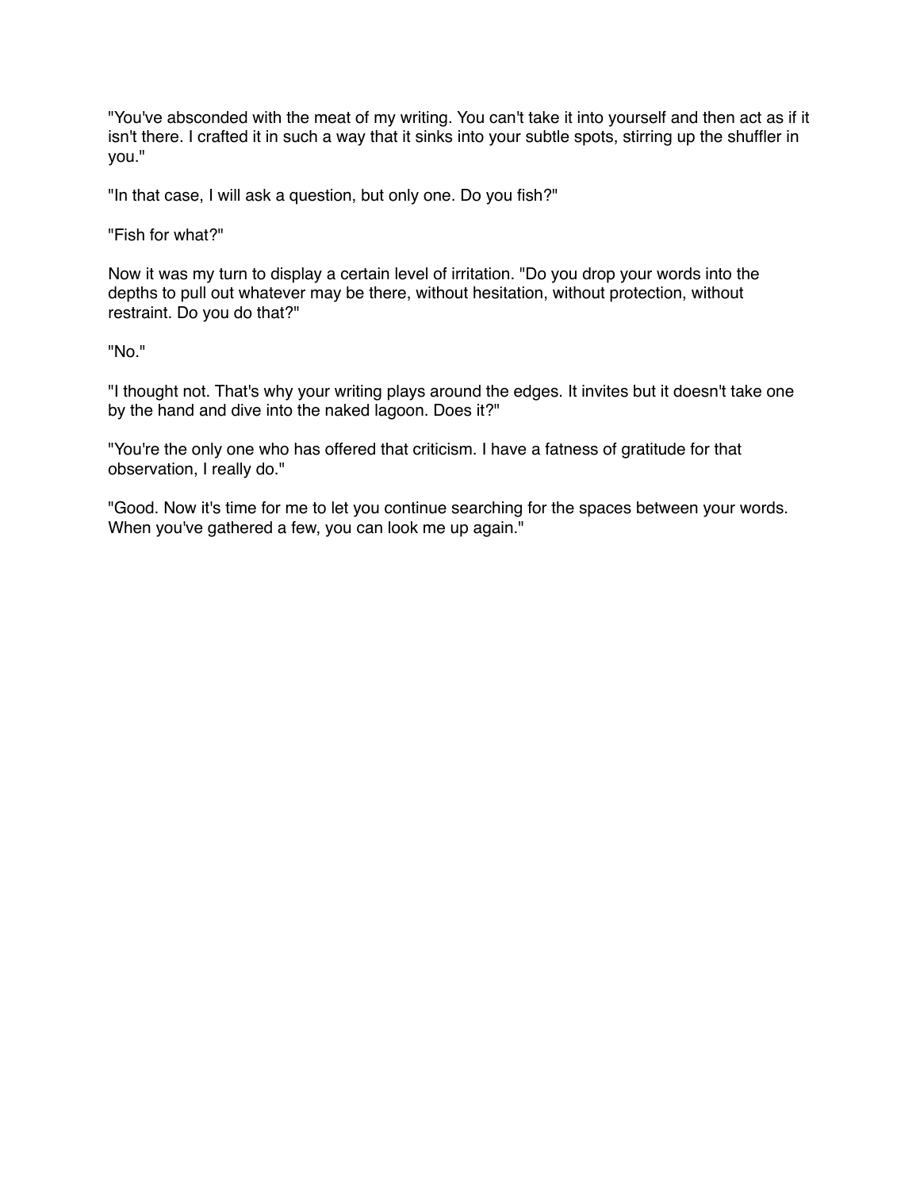"You've absconded with the meat of my writing. You can't take it into yourself and then act as if it isn't there. I crafted it in such a way that it sinks into your subtle spots, stirring up the shuffler in you."

"In that case, I will ask a question, but only one. Do you fish?"

"Fish for what?"

Now it was my turn to display a certain level of irritation. "Do you drop your words into the depths to pull out whatever may be there, without hesitation, without protection, without restraint. Do you do that?"

"No."

"I thought not. That's why your writing plays around the edges. It invites but it doesn't take one by the hand and dive into the naked lagoon. Does it?"

"You're the only one who has offered that criticism. I have a fatness of gratitude for that observation, I really do."

"Good. Now it's time for me to let you continue searching for the spaces between your words. When you've gathered a few, you can look me up again."